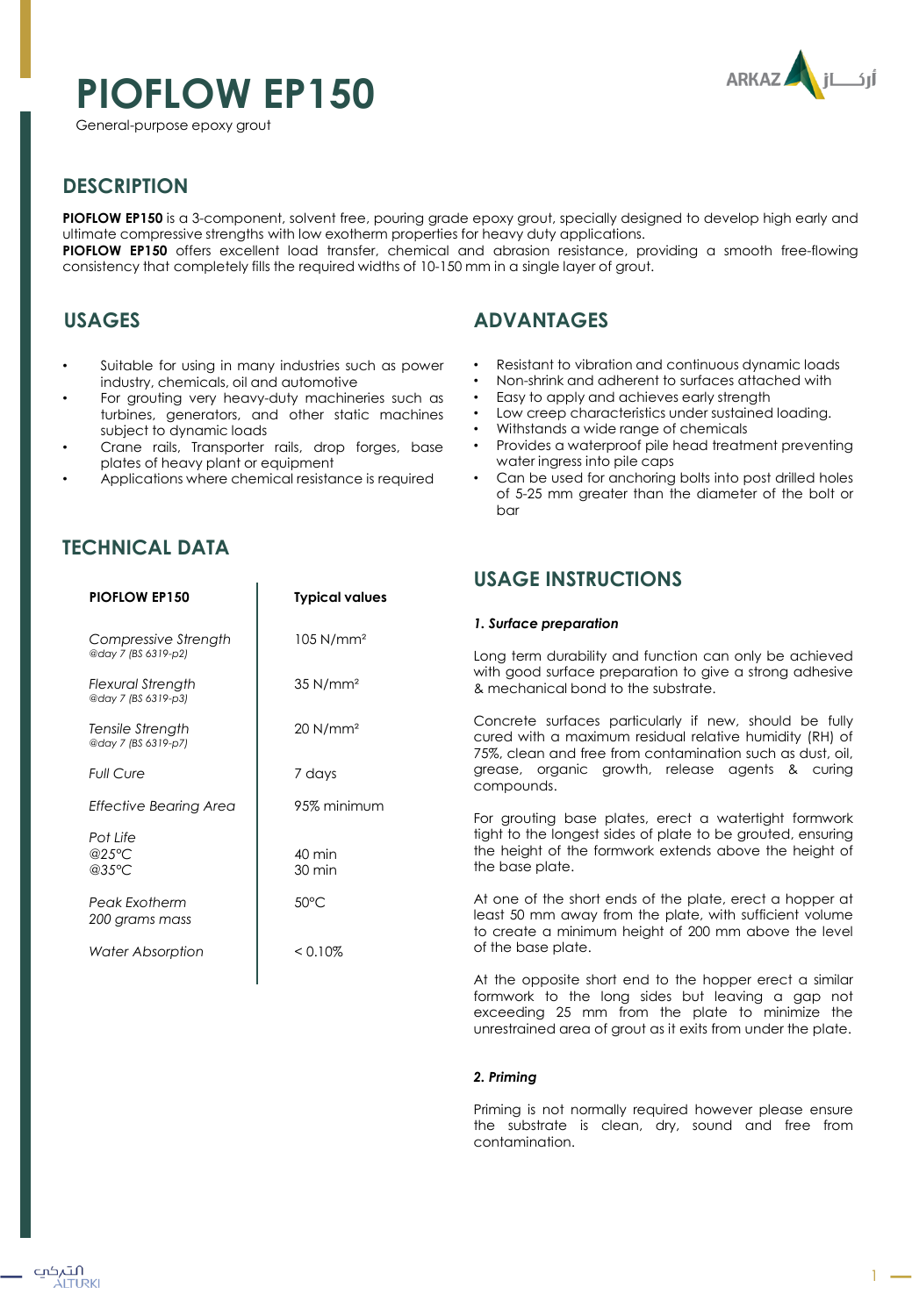# PIOFLOW EP150

General-purpose epoxy grout

## DESCRIPTION

**PIOFLOW EP150** is a 3-component, solvent free, pouring grade epoxy grout, specially designed to develop high early and ultimate compressive strengths with low exotherm properties for heavy duty applications.

**PIOFLOW EP150** offers excellent load transfer, chemical and abrasion resistance, providing a smooth free-flowing consistency that completely fills the required widths of 10-150 mm in a single layer of grout.

## USAGES

- Suitable for using in many industries such as power industry, chemicals, oil and automotive
- For grouting very heavy-duty machineries such as turbines, generators, and other static machines subject to dynamic loads
- Crane rails, Transporter rails, drop forges, base plates of heavy plant or equipment
- Applications where chemical resistance is required

## ADVANTAGES

- Resistant to vibration and continuous dynamic loads
- Non-shrink and adherent to surfaces attached with
- Easy to apply and achieves early strength
- Low creep characteristics under sustained loading.
- Withstands a wide range of chemicals
- Provides a waterproof pile head treatment preventing water ingress into pile caps
- Can be used for anchoring bolts into post drilled holes of 5-25 mm greater than the diameter of the bolt or bar

## TECHNICAL DATA

| PIOFLOW EP150 | Typical values |
|---|---|
| *Compressive Strength* @day 7 (BS 6319-p2) | 105 N/mm² |
| *Flexural Strength* @day 7 (BS 6319-p3) | 35 N/mm² |
| *Tensile Strength* @day 7 (BS 6319-p7) | 20 N/mm² |
| *Full Cure* | 7 days |
| *Effective Bearing Area* | 95% minimum |
| *Pot Life* @25°C<br>@35°C | 40 min<br>30 min |
| *Peak Exotherm 200 grams mass* | 50°C |
| *Water Absorption* | < 0.10% |

## USAGE INSTRUCTIONS

***1. Surface preparation***

Long term durability and function can only be achieved with good surface preparation to give a strong adhesive & mechanical bond to the substrate.

Concrete surfaces particularly if new, should be fully cured with a maximum residual relative humidity (RH) of 75%, clean and free from contamination such as dust, oil, grease, organic growth, release agents & curing compounds.

For grouting base plates, erect a watertight formwork tight to the longest sides of plate to be grouted, ensuring the height of the formwork extends above the height of the base plate.

At one of the short ends of the plate, erect a hopper at least 50 mm away from the plate, with sufficient volume to create a minimum height of 200 mm above the level of the base plate.

At the opposite short end to the hopper erect a similar formwork to the long sides but leaving a gap not exceeding 25 mm from the plate to minimize the unrestrained area of grout as it exits from under the plate.

***2. Priming***

Priming is not normally required however please ensure the substrate is clean, dry, sound and free from contamination.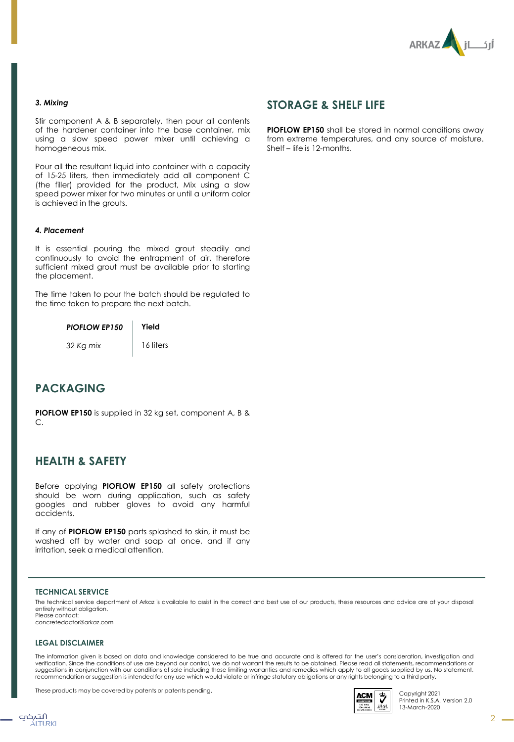### 3. Mixing

Stir component A & B separately, then pour all contents of the hardener container into the base container, mix using a slow speed power mixer until achieving a homogeneous mix.

Pour all the resultant liquid into container with a capacity of 15-25 liters, then immediately add all component C (the filler) provided for the product, Mix using a slow speed power mixer for two minutes or until a uniform color is achieved in the grouts.

### 4. Placement

It is essential pouring the mixed grout steadily and continuously to avoid the entrapment of air, therefore sufficient mixed grout must be available prior to starting the placement.

The time taken to pour the batch should be regulated to the time taken to prepare the next batch.

| *PIOFLOW EP150* | **Yield** |
|---|---|
| *32 Kg mix* | 16 liters |

## PACKAGING

**PIOFLOW EP150** is supplied in 32 kg set, component A, B & C.

## HEALTH & SAFETY

Before applying **PIOFLOW EP150** all safety protections should be worn during application, such as safety googles and rubber gloves to avoid any harmful accidents.

If any of **PIOFLOW EP150** parts splashed to skin, it must be washed off by water and soap at once, and if any irritation, seek a medical attention.

## STORAGE & SHELF LIFE

**PIOFLOW EP150** shall be stored in normal conditions away from extreme temperatures, and any source of moisture. Shelf – life is 12-months.

### TECHNICAL SERVICE

The technical service department of Arkaz is available to assist in the correct and best use of our products, these resources and advice are at your disposal entirely without obligation.
Please contact:
concretedoctor@arkaz.com

### LEGAL DISCLAIMER

The information given is based on data and knowledge considered to be true and accurate and is offered for the user's consideration, investigation and verification. Since the conditions of use are beyond our control, we do not warrant the results to be obtained. Please read all statements, recommendations or suggestions in conjunction with our conditions of sale including those limiting warranties and remedies which apply to all goods supplied by us. No statement, recommendation or suggestion is intended for any use which would violate or infringe statutory obligations or any rights belonging to a third party.

These products may be covered by patents or patents pending.

Copyright 2021
Printed in K.S.A. Version 2.0
13-March-2020